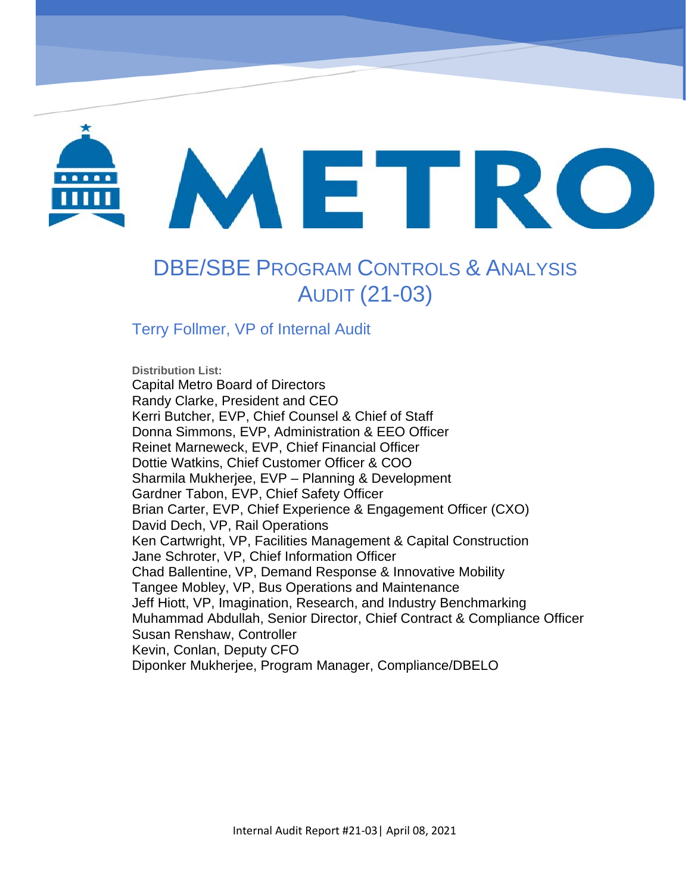# METRO

## DBE/SBE Program Controls & Analysis Audit (21-03)

Terry Follmer, VP of Internal Audit

**Distribution List:**

Capital Metro Board of Directors
Randy Clarke, President and CEO
Kerri Butcher, EVP, Chief Counsel & Chief of Staff
Donna Simmons, EVP, Administration & EEO Officer
Reinet Marneweck, EVP, Chief Financial Officer
Dottie Watkins, Chief Customer Officer & COO
Sharmila Mukherjee, EVP – Planning & Development
Gardner Tabon, EVP, Chief Safety Officer
Brian Carter, EVP, Chief Experience & Engagement Officer (CXO)
David Dech, VP, Rail Operations
Ken Cartwright, VP, Facilities Management & Capital Construction
Jane Schroter, VP, Chief Information Officer
Chad Ballentine, VP, Demand Response & Innovative Mobility
Tangee Mobley, VP, Bus Operations and Maintenance
Jeff Hiott, VP, Imagination, Research, and Industry Benchmarking
Muhammad Abdullah, Senior Director, Chief Contract & Compliance Officer
Susan Renshaw, Controller
Kevin, Conlan, Deputy CFO
Diponker Mukherjee, Program Manager, Compliance/DBELO

Internal Audit Report #21-03 | April 08, 2021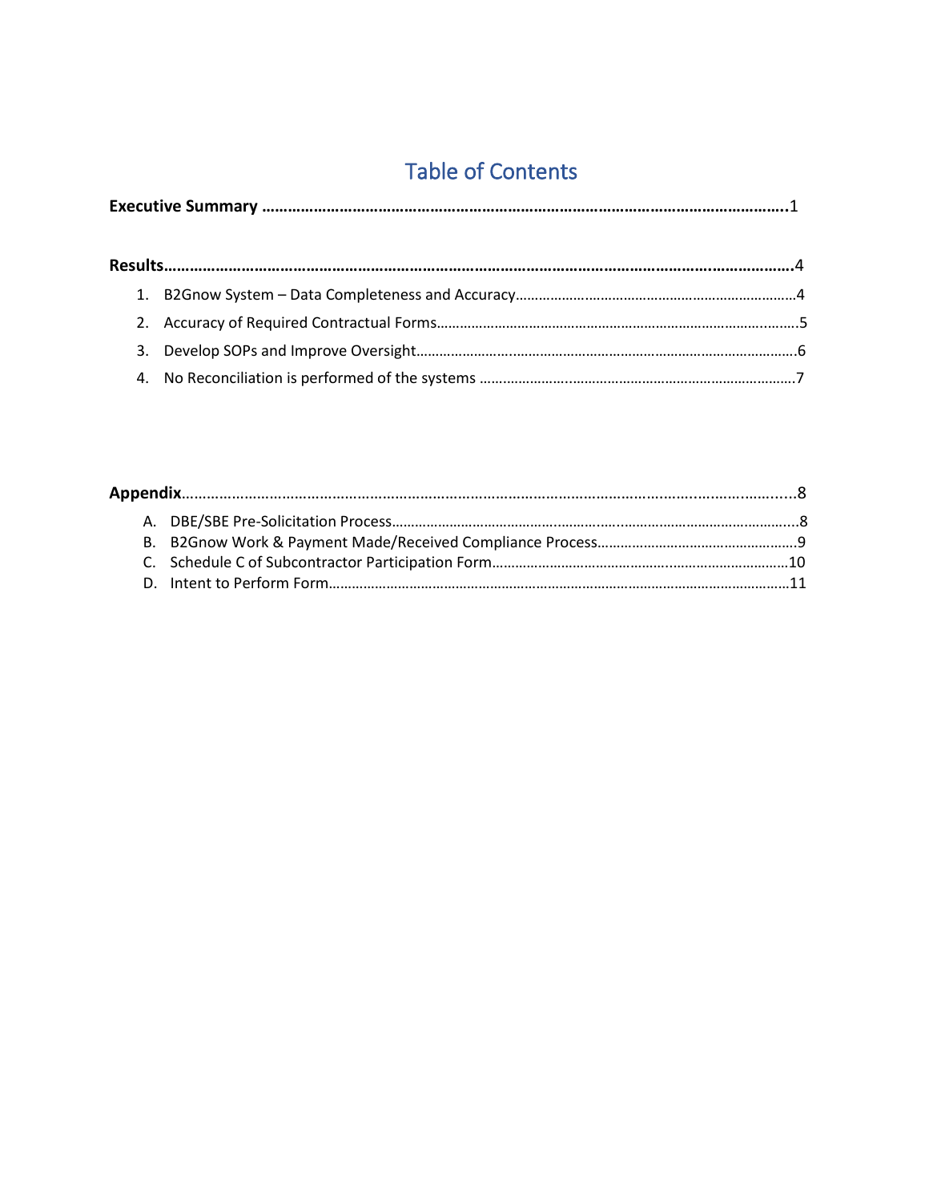# Table of Contents

**Executive Summary** ……………………………………………………………………………………………………………..1

**Results**……………………………………………………………………………………………………………………………4

1. B2Gnow System – Data Completeness and Accuracy………………………………………………………………4
2. Accuracy of Required Contractual Forms……………………………………………………………………………..5
3. Develop SOPs and Improve Oversight………………………………………………………………………………….6
4. No Reconciliation is performed of the systems ……………………………………………………………………..7

**Appendix**…………………………………………………………………………………………………………………………..8

A. DBE/SBE Pre-Solicitation Process……………………………………………………………………………………..8
B. B2Gnow Work & Payment Made/Received Compliance Process……………………………………………….9
C. Schedule C of Subcontractor Participation Form………………………………………………………………….10
D. Intent to Perform Form…………………………………………………………………………………………………..11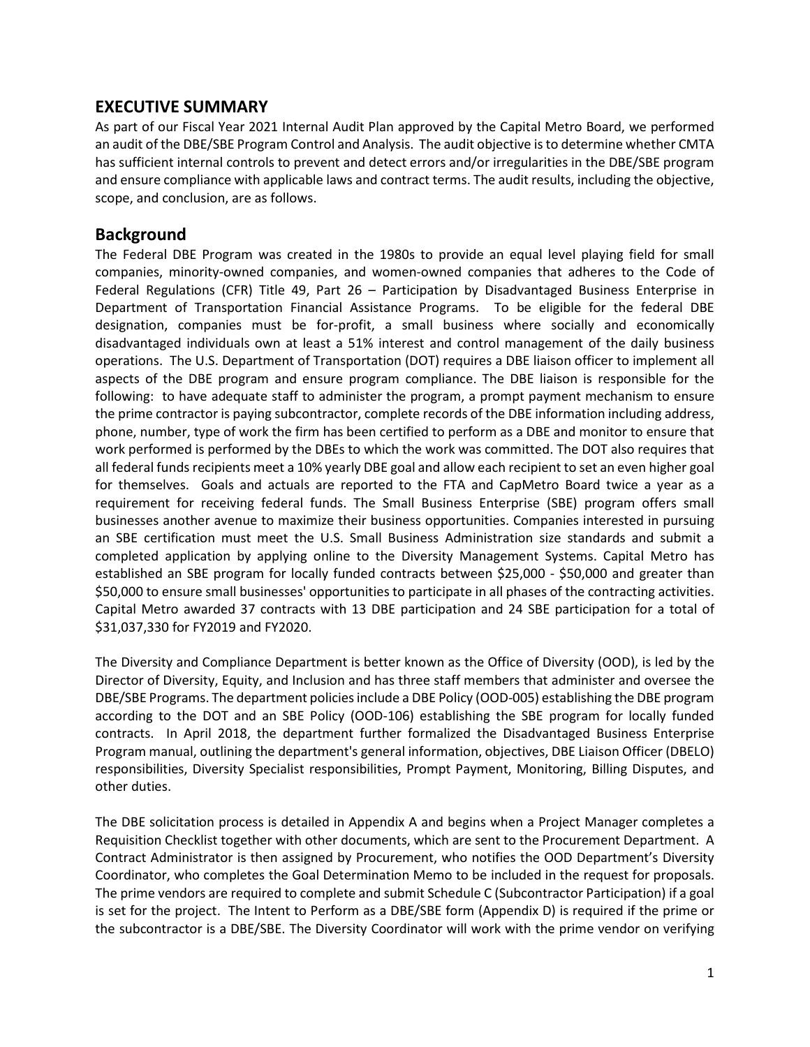## EXECUTIVE SUMMARY

As part of our Fiscal Year 2021 Internal Audit Plan approved by the Capital Metro Board, we performed an audit of the DBE/SBE Program Control and Analysis. The audit objective is to determine whether CMTA has sufficient internal controls to prevent and detect errors and/or irregularities in the DBE/SBE program and ensure compliance with applicable laws and contract terms. The audit results, including the objective, scope, and conclusion, are as follows.

## Background

The Federal DBE Program was created in the 1980s to provide an equal level playing field for small companies, minority-owned companies, and women-owned companies that adheres to the Code of Federal Regulations (CFR) Title 49, Part 26 – Participation by Disadvantaged Business Enterprise in Department of Transportation Financial Assistance Programs. To be eligible for the federal DBE designation, companies must be for-profit, a small business where socially and economically disadvantaged individuals own at least a 51% interest and control management of the daily business operations. The U.S. Department of Transportation (DOT) requires a DBE liaison officer to implement all aspects of the DBE program and ensure program compliance. The DBE liaison is responsible for the following: to have adequate staff to administer the program, a prompt payment mechanism to ensure the prime contractor is paying subcontractor, complete records of the DBE information including address, phone, number, type of work the firm has been certified to perform as a DBE and monitor to ensure that work performed is performed by the DBEs to which the work was committed. The DOT also requires that all federal funds recipients meet a 10% yearly DBE goal and allow each recipient to set an even higher goal for themselves. Goals and actuals are reported to the FTA and CapMetro Board twice a year as a requirement for receiving federal funds. The Small Business Enterprise (SBE) program offers small businesses another avenue to maximize their business opportunities. Companies interested in pursuing an SBE certification must meet the U.S. Small Business Administration size standards and submit a completed application by applying online to the Diversity Management Systems. Capital Metro has established an SBE program for locally funded contracts between $25,000 - $50,000 and greater than $50,000 to ensure small businesses' opportunities to participate in all phases of the contracting activities. Capital Metro awarded 37 contracts with 13 DBE participation and 24 SBE participation for a total of $31,037,330 for FY2019 and FY2020.

The Diversity and Compliance Department is better known as the Office of Diversity (OOD), is led by the Director of Diversity, Equity, and Inclusion and has three staff members that administer and oversee the DBE/SBE Programs. The department policies include a DBE Policy (OOD-005) establishing the DBE program according to the DOT and an SBE Policy (OOD-106) establishing the SBE program for locally funded contracts. In April 2018, the department further formalized the Disadvantaged Business Enterprise Program manual, outlining the department's general information, objectives, DBE Liaison Officer (DBELO) responsibilities, Diversity Specialist responsibilities, Prompt Payment, Monitoring, Billing Disputes, and other duties.

The DBE solicitation process is detailed in Appendix A and begins when a Project Manager completes a Requisition Checklist together with other documents, which are sent to the Procurement Department. A Contract Administrator is then assigned by Procurement, who notifies the OOD Department's Diversity Coordinator, who completes the Goal Determination Memo to be included in the request for proposals. The prime vendors are required to complete and submit Schedule C (Subcontractor Participation) if a goal is set for the project. The Intent to Perform as a DBE/SBE form (Appendix D) is required if the prime or the subcontractor is a DBE/SBE. The Diversity Coordinator will work with the prime vendor on verifying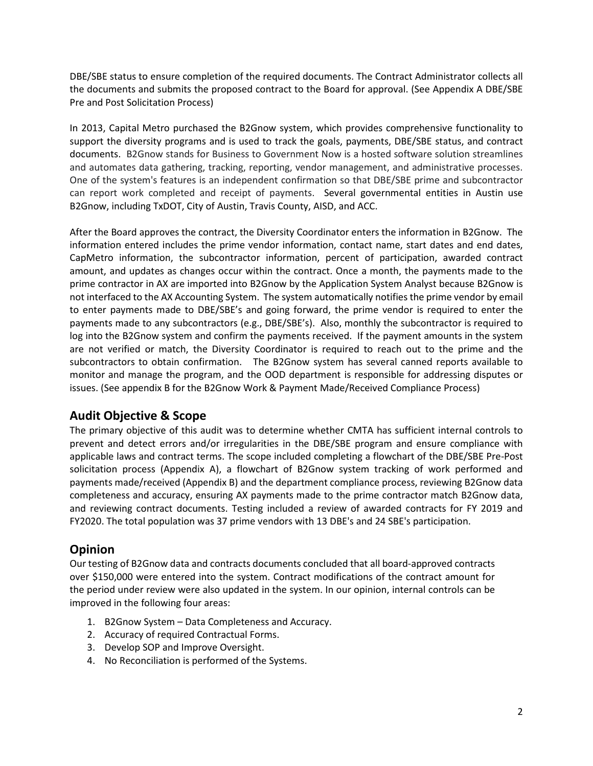DBE/SBE status to ensure completion of the required documents. The Contract Administrator collects all the documents and submits the proposed contract to the Board for approval. (See Appendix A DBE/SBE Pre and Post Solicitation Process)

In 2013, Capital Metro purchased the B2Gnow system, which provides comprehensive functionality to support the diversity programs and is used to track the goals, payments, DBE/SBE status, and contract documents. B2Gnow stands for Business to Government Now is a hosted software solution streamlines and automates data gathering, tracking, reporting, vendor management, and administrative processes. One of the system's features is an independent confirmation so that DBE/SBE prime and subcontractor can report work completed and receipt of payments. Several governmental entities in Austin use B2Gnow, including TxDOT, City of Austin, Travis County, AISD, and ACC.

After the Board approves the contract, the Diversity Coordinator enters the information in B2Gnow. The information entered includes the prime vendor information, contact name, start dates and end dates, CapMetro information, the subcontractor information, percent of participation, awarded contract amount, and updates as changes occur within the contract. Once a month, the payments made to the prime contractor in AX are imported into B2Gnow by the Application System Analyst because B2Gnow is not interfaced to the AX Accounting System. The system automatically notifies the prime vendor by email to enter payments made to DBE/SBE's and going forward, the prime vendor is required to enter the payments made to any subcontractors (e.g., DBE/SBE's). Also, monthly the subcontractor is required to log into the B2Gnow system and confirm the payments received. If the payment amounts in the system are not verified or match, the Diversity Coordinator is required to reach out to the prime and the subcontractors to obtain confirmation. The B2Gnow system has several canned reports available to monitor and manage the program, and the OOD department is responsible for addressing disputes or issues. (See appendix B for the B2Gnow Work & Payment Made/Received Compliance Process)

## Audit Objective & Scope

The primary objective of this audit was to determine whether CMTA has sufficient internal controls to prevent and detect errors and/or irregularities in the DBE/SBE program and ensure compliance with applicable laws and contract terms. The scope included completing a flowchart of the DBE/SBE Pre-Post solicitation process (Appendix A), a flowchart of B2Gnow system tracking of work performed and payments made/received (Appendix B) and the department compliance process, reviewing B2Gnow data completeness and accuracy, ensuring AX payments made to the prime contractor match B2Gnow data, and reviewing contract documents. Testing included a review of awarded contracts for FY 2019 and FY2020. The total population was 37 prime vendors with 13 DBE's and 24 SBE's participation.

## Opinion

Our testing of B2Gnow data and contracts documents concluded that all board-approved contracts over $150,000 were entered into the system. Contract modifications of the contract amount for the period under review were also updated in the system. In our opinion, internal controls can be improved in the following four areas:

1. B2Gnow System – Data Completeness and Accuracy.
2. Accuracy of required Contractual Forms.
3. Develop SOP and Improve Oversight.
4. No Reconciliation is performed of the Systems.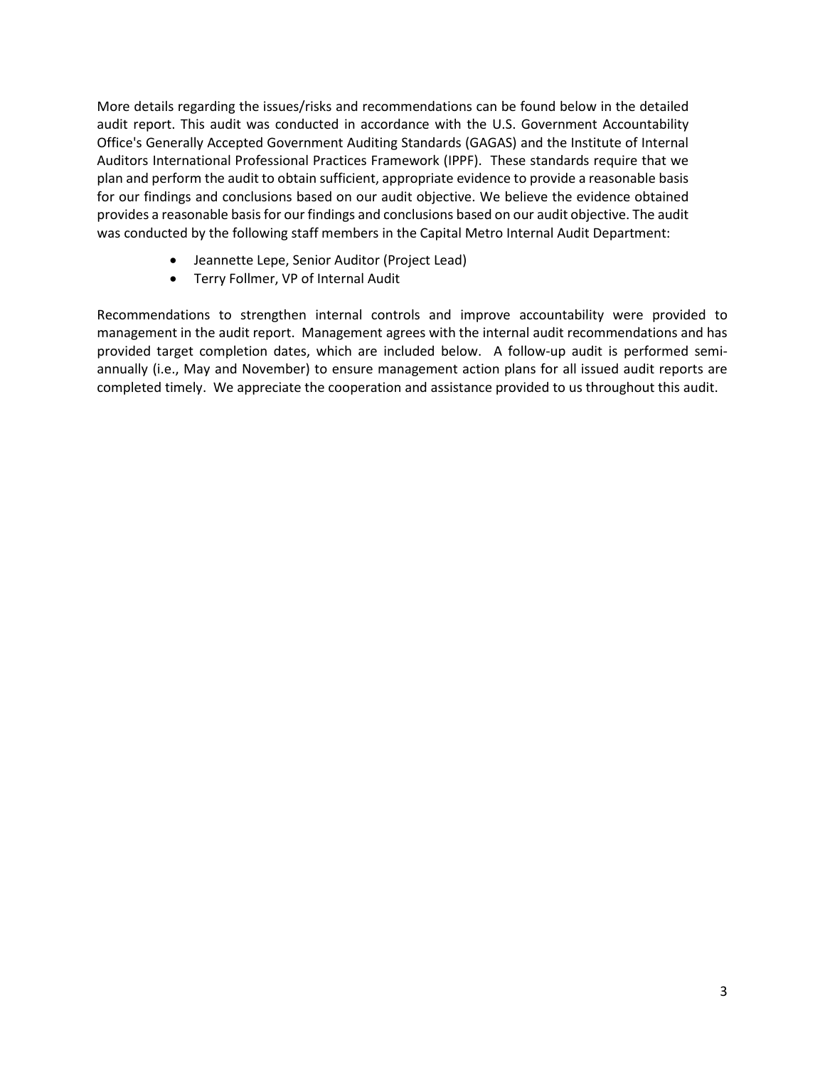More details regarding the issues/risks and recommendations can be found below in the detailed audit report. This audit was conducted in accordance with the U.S. Government Accountability Office's Generally Accepted Government Auditing Standards (GAGAS) and the Institute of Internal Auditors International Professional Practices Framework (IPPF). These standards require that we plan and perform the audit to obtain sufficient, appropriate evidence to provide a reasonable basis for our findings and conclusions based on our audit objective. We believe the evidence obtained provides a reasonable basis for our findings and conclusions based on our audit objective. The audit was conducted by the following staff members in the Capital Metro Internal Audit Department:

- Jeannette Lepe, Senior Auditor (Project Lead)
- Terry Follmer, VP of Internal Audit

Recommendations to strengthen internal controls and improve accountability were provided to management in the audit report. Management agrees with the internal audit recommendations and has provided target completion dates, which are included below. A follow-up audit is performed semi-annually (i.e., May and November) to ensure management action plans for all issued audit reports are completed timely. We appreciate the cooperation and assistance provided to us throughout this audit.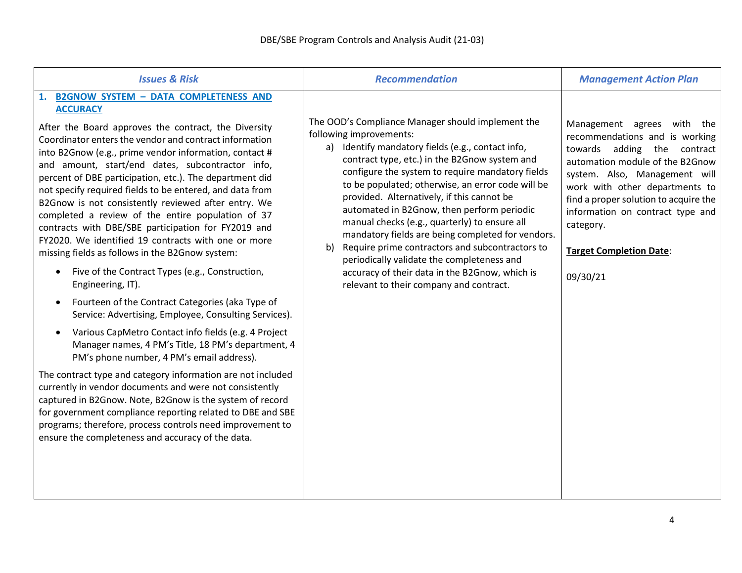| *Issues & Risk* | *Recommendation* | *Management Action Plan* |
|---|---|---|
| **1. B2GNOW SYSTEM – DATA COMPLETENESS AND ACCURACY**<br><br>After the Board approves the contract, the Diversity Coordinator enters the vendor and contract information into B2Gnow (e.g., prime vendor information, contact # and amount, start/end dates, subcontractor info, percent of DBE participation, etc.). The department did not specify required fields to be entered, and data from B2Gnow is not consistently reviewed after entry. We completed a review of the entire population of 37 contracts with DBE/SBE participation for FY2019 and FY2020. We identified 19 contracts with one or more missing fields as follows in the B2Gnow system:<br><br>• Five of the Contract Types (e.g., Construction, Engineering, IT).<br>• Fourteen of the Contract Categories (aka Type of Service: Advertising, Employee, Consulting Services).<br>• Various CapMetro Contact info fields (e.g. 4 Project Manager names, 4 PM's Title, 18 PM's department, 4 PM's phone number, 4 PM's email address).<br><br>The contract type and category information are not included currently in vendor documents and were not consistently captured in B2Gnow. Note, B2Gnow is the system of record for government compliance reporting related to DBE and SBE programs; therefore, process controls need improvement to ensure the completeness and accuracy of the data. | The OOD's Compliance Manager should implement the following improvements:<br><br>a) Identify mandatory fields (e.g., contact info, contract type, etc.) in the B2Gnow system and configure the system to require mandatory fields to be populated; otherwise, an error code will be provided. Alternatively, if this cannot be automated in B2Gnow, then perform periodic manual checks (e.g., quarterly) to ensure all mandatory fields are being completed for vendors.<br>b) Require prime contractors and subcontractors to periodically validate the completeness and accuracy of their data in the B2Gnow, which is relevant to their company and contract. | Management agrees with the recommendations and is working towards adding the contract automation module of the B2Gnow system. Also, Management will work with other departments to find a proper solution to acquire the information on contract type and category.<br><br>**Target Completion Date**:<br><br>09/30/21 |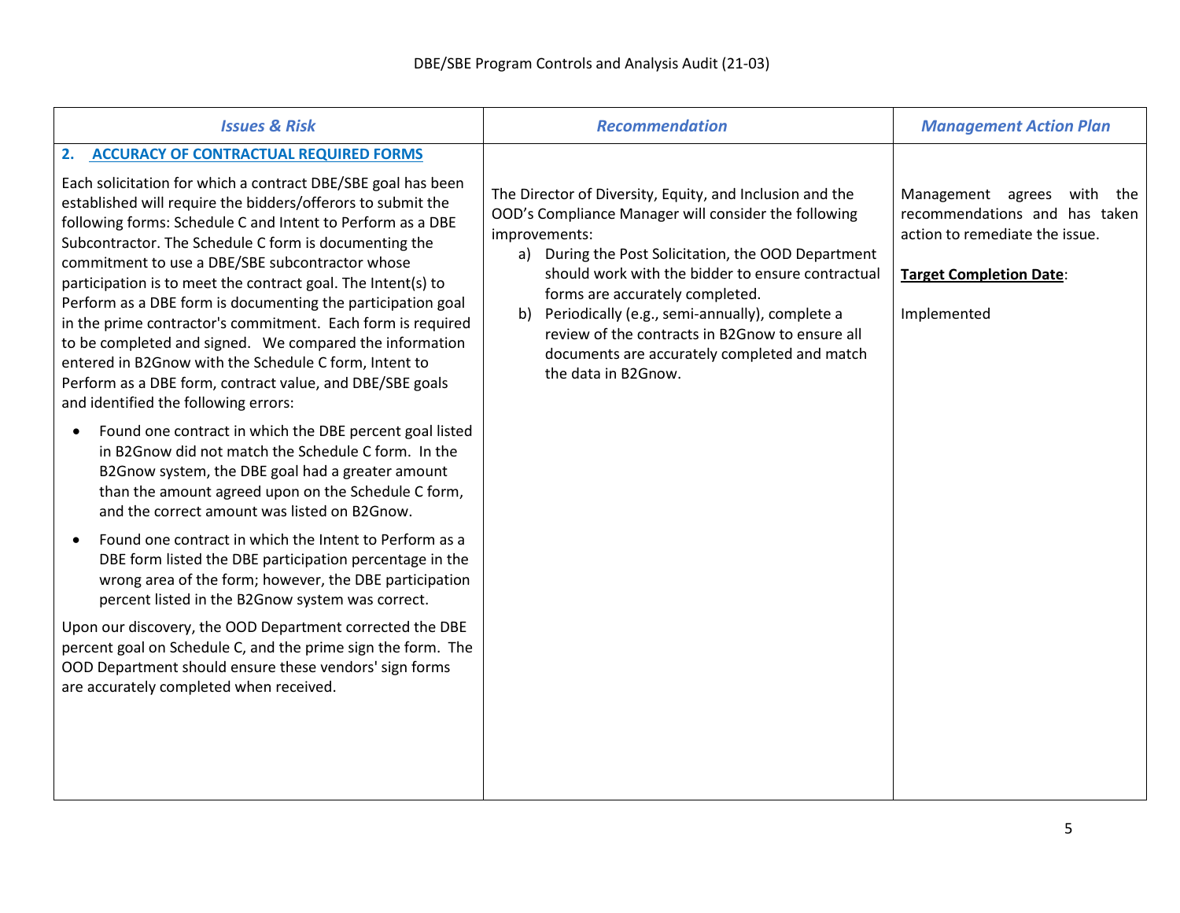| *Issues & Risk* | *Recommendation* | *Management Action Plan* |
|---|---|---|
| **2. ACCURACY OF CONTRACTUAL REQUIRED FORMS**<br><br>Each solicitation for which a contract DBE/SBE goal has been established will require the bidders/offerors to submit the following forms: Schedule C and Intent to Perform as a DBE Subcontractor. The Schedule C form is documenting the commitment to use a DBE/SBE subcontractor whose participation is to meet the contract goal. The Intent(s) to Perform as a DBE form is documenting the participation goal in the prime contractor's commitment. Each form is required to be completed and signed. We compared the information entered in B2Gnow with the Schedule C form, Intent to Perform as a DBE form, contract value, and DBE/SBE goals and identified the following errors:<br><br>• Found one contract in which the DBE percent goal listed in B2Gnow did not match the Schedule C form. In the B2Gnow system, the DBE goal had a greater amount than the amount agreed upon on the Schedule C form, and the correct amount was listed on B2Gnow.<br><br>• Found one contract in which the Intent to Perform as a DBE form listed the DBE participation percentage in the wrong area of the form; however, the DBE participation percent listed in the B2Gnow system was correct.<br><br>Upon our discovery, the OOD Department corrected the DBE percent goal on Schedule C, and the prime sign the form. The OOD Department should ensure these vendors' sign forms are accurately completed when received. | The Director of Diversity, Equity, and Inclusion and the OOD's Compliance Manager will consider the following improvements:<br>a) During the Post Solicitation, the OOD Department should work with the bidder to ensure contractual forms are accurately completed.<br>b) Periodically (e.g., semi-annually), complete a review of the contracts in B2Gnow to ensure all documents are accurately completed and match the data in B2Gnow. | Management agrees with the recommendations and has taken action to remediate the issue.<br><br>**Target Completion Date**:<br><br>Implemented |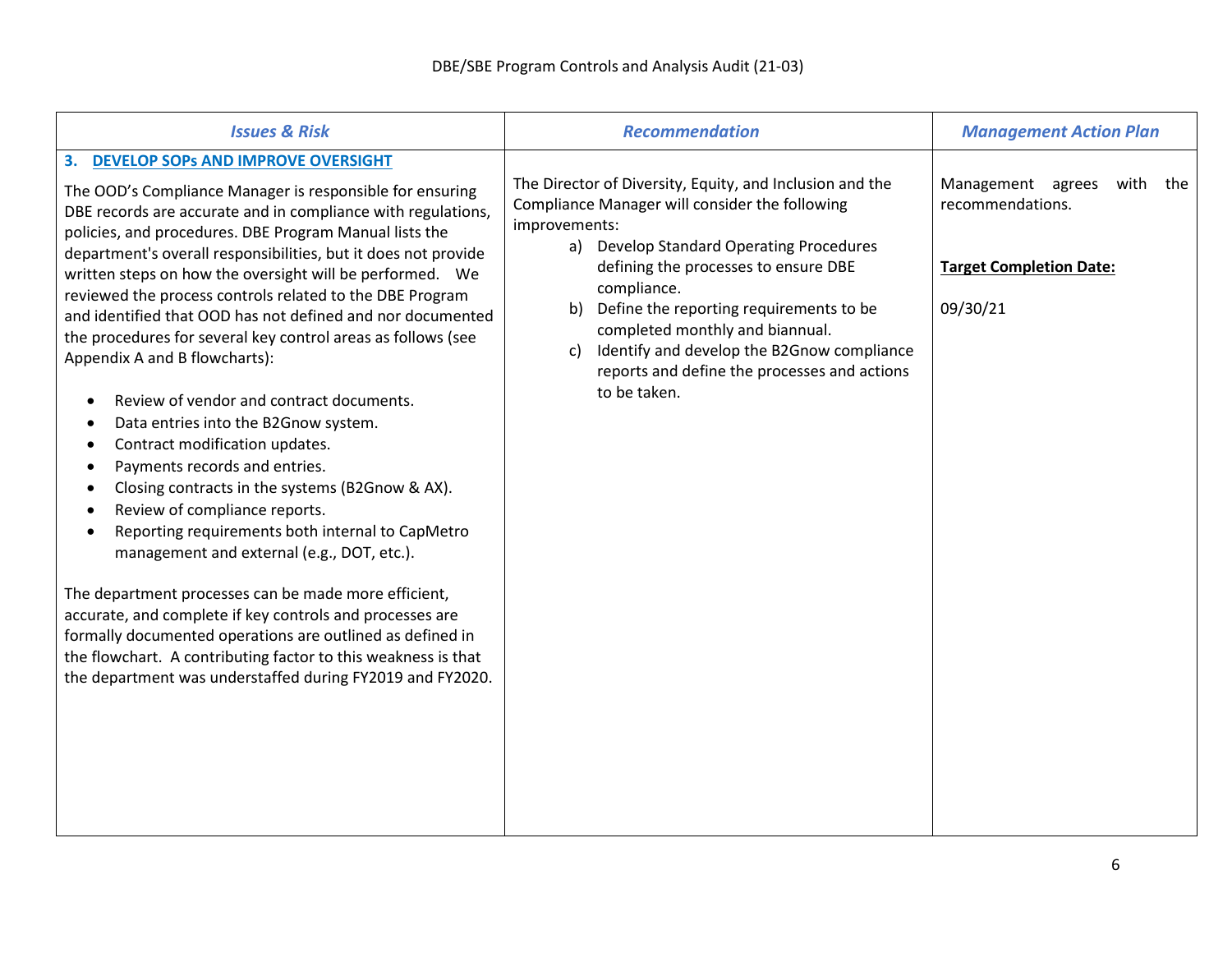| *Issues & Risk* | *Recommendation* | *Management Action Plan* |
|---|---|---|
| **3. DEVELOP SOPs AND IMPROVE OVERSIGHT**<br><br>The OOD's Compliance Manager is responsible for ensuring DBE records are accurate and in compliance with regulations, policies, and procedures. DBE Program Manual lists the department's overall responsibilities, but it does not provide written steps on how the oversight will be performed. We reviewed the process controls related to the DBE Program and identified that OOD has not defined and nor documented the procedures for several key control areas as follows (see Appendix A and B flowcharts):<br><br>• Review of vendor and contract documents.<br>• Data entries into the B2Gnow system.<br>• Contract modification updates.<br>• Payments records and entries.<br>• Closing contracts in the systems (B2Gnow & AX).<br>• Review of compliance reports.<br>• Reporting requirements both internal to CapMetro management and external (e.g., DOT, etc.).<br><br>The department processes can be made more efficient, accurate, and complete if key controls and processes are formally documented operations are outlined as defined in the flowchart. A contributing factor to this weakness is that the department was understaffed during FY2019 and FY2020. | The Director of Diversity, Equity, and Inclusion and the Compliance Manager will consider the following improvements:<br><br>a) Develop Standard Operating Procedures defining the processes to ensure DBE compliance.<br>b) Define the reporting requirements to be completed monthly and biannual.<br>c) Identify and develop the B2Gnow compliance reports and define the processes and actions to be taken. | Management agrees with the recommendations.<br><br>**Target Completion Date:**<br><br>09/30/21 |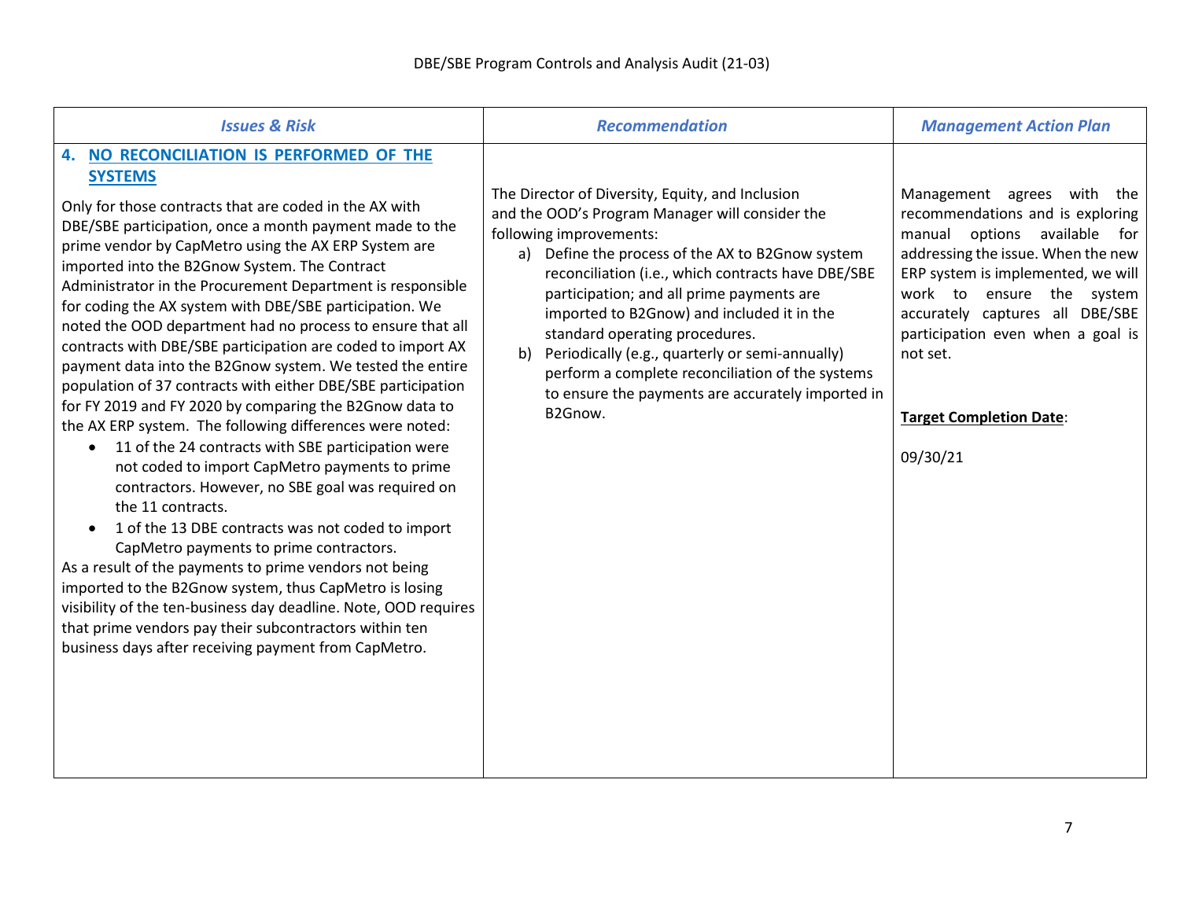| *Issues & Risk* | *Recommendation* | *Management Action Plan* |
|---|---|---|
| **4. NO RECONCILIATION IS PERFORMED OF THE SYSTEMS**<br><br>Only for those contracts that are coded in the AX with DBE/SBE participation, once a month payment made to the prime vendor by CapMetro using the AX ERP System are imported into the B2Gnow System. The Contract Administrator in the Procurement Department is responsible for coding the AX system with DBE/SBE participation. We noted the OOD department had no process to ensure that all contracts with DBE/SBE participation are coded to import AX payment data into the B2Gnow system. We tested the entire population of 37 contracts with either DBE/SBE participation for FY 2019 and FY 2020 by comparing the B2Gnow data to the AX ERP system. The following differences were noted:<br>• 11 of the 24 contracts with SBE participation were not coded to import CapMetro payments to prime contractors. However, no SBE goal was required on the 11 contracts.<br>• 1 of the 13 DBE contracts was not coded to import CapMetro payments to prime contractors.<br>As a result of the payments to prime vendors not being imported to the B2Gnow system, thus CapMetro is losing visibility of the ten-business day deadline. Note, OOD requires that prime vendors pay their subcontractors within ten business days after receiving payment from CapMetro. | The Director of Diversity, Equity, and Inclusion and the OOD's Program Manager will consider the following improvements:<br>a) Define the process of the AX to B2Gnow system reconciliation (i.e., which contracts have DBE/SBE participation; and all prime payments are imported to B2Gnow) and included it in the standard operating procedures.<br>b) Periodically (e.g., quarterly or semi-annually) perform a complete reconciliation of the systems to ensure the payments are accurately imported in B2Gnow. | Management agrees with the recommendations and is exploring manual options available for addressing the issue. When the new ERP system is implemented, we will work to ensure the system accurately captures all DBE/SBE participation even when a goal is not set.<br><br>**Target Completion Date**:<br><br>09/30/21 |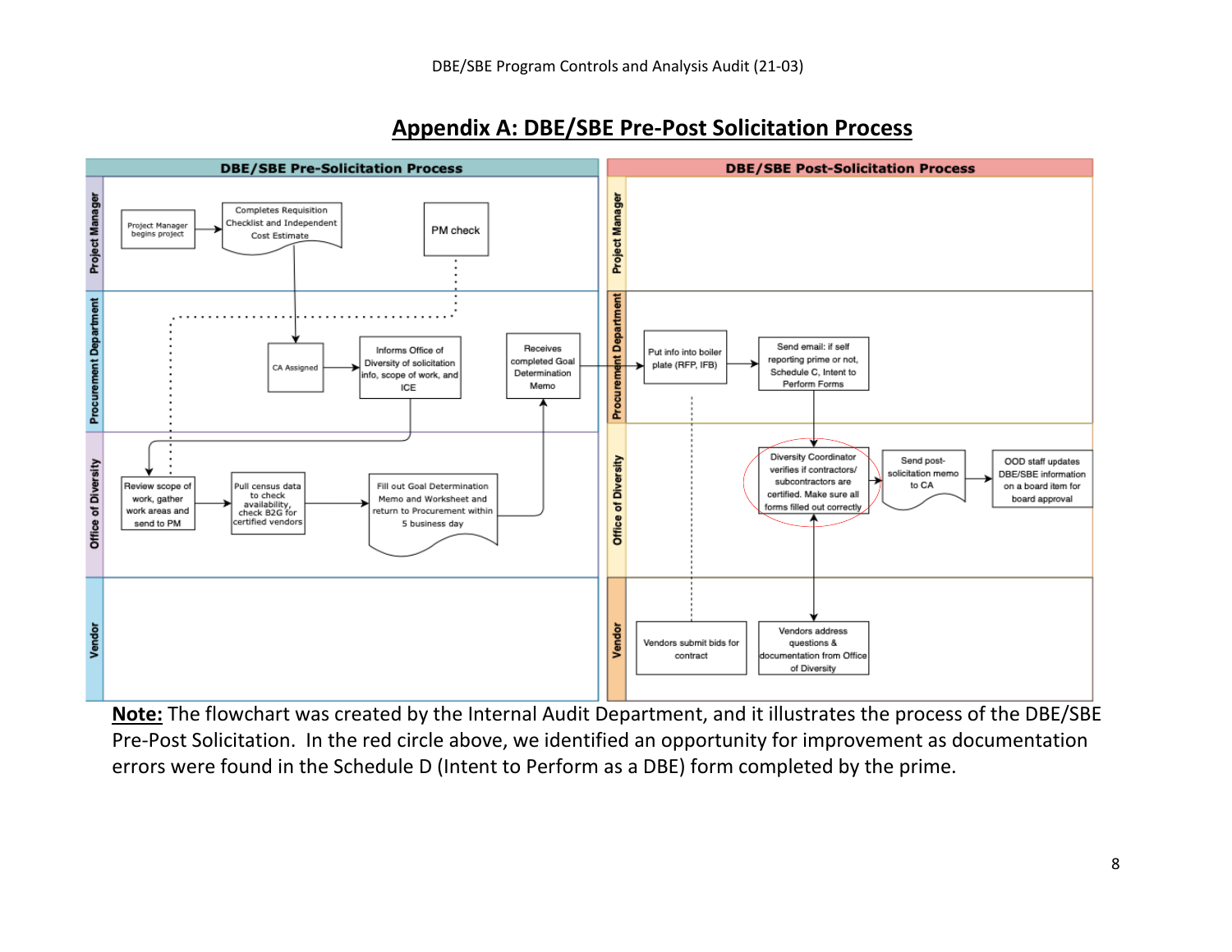## Appendix A: DBE/SBE Pre-Post Solicitation Process

**DBE/SBE Pre-Solicitation Process**

**Project Manager**
- Project Manager begins project
- Completes Requisition Checklist and Independent Cost Estimate
- PM check

**Procurement Department**
- CA Assigned
- Informs Office of Diversity of solicitation info, scope of work, and ICE
- Receives completed Goal Determination Memo

**Office of Diversity**
- Review scope of work, gather work areas and send to PM
- Pull census data to check availability, check B2G for certified vendors
- Fill out Goal Determination Memo and Worksheet and return to Procurement within 5 business day

**Vendor**

**DBE/SBE Post-Solicitation Process**

**Project Manager**

**Procurement Department**
- Put info into boiler plate (RFP, IFB)
- Send email: if self reporting prime or not, Schedule C, Intent to Perform Forms

**Office of Diversity**
- Diversity Coordinator verifies if contractors/ subcontractors are certified. Make sure all forms filled out correctly
- Send post-solicitation memo to CA
- OOD staff updates DBE/SBE information on a board item for board approval

**Vendor**
- Vendors submit bids for contract
- Vendors address questions & documentation from Office of Diversity

**Note:** The flowchart was created by the Internal Audit Department, and it illustrates the process of the DBE/SBE Pre-Post Solicitation. In the red circle above, we identified an opportunity for improvement as documentation errors were found in the Schedule D (Intent to Perform as a DBE) form completed by the prime.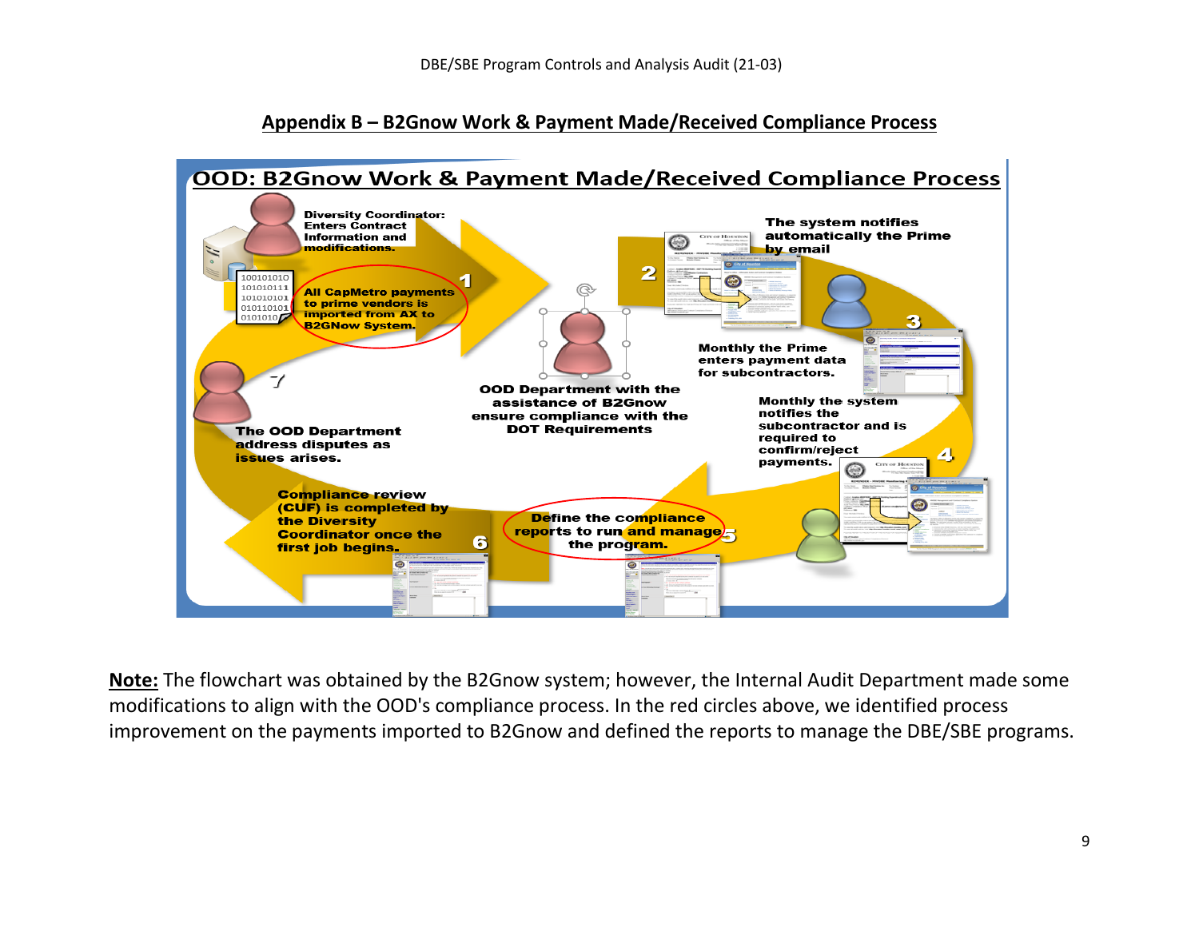## Appendix B – B2Gnow Work & Payment Made/Received Compliance Process

OOD: B2Gnow Work & Payment Made/Received Compliance Process

Diversity Coordinator: Enters Contract Information and modifications.

1. All CapMetro payments to prime vendors is imported from AX to B2GNow System.

2. The system notifies automatically the Prime by email

3. Monthly the Prime enters payment data for subcontractors.

4. Monthly the system notifies the subcontractor and is required to confirm/reject payments.

5. Define the compliance reports to run and manage the program.

6. Compliance review (CUF) is completed by the Diversity Coordinator once the first job begins.

7. The OOD Department address disputes as issues arises.

OOD Department with the assistance of B2Gnow ensure compliance with the DOT Requirements

**Note:** The flowchart was obtained by the B2Gnow system; however, the Internal Audit Department made some modifications to align with the OOD's compliance process. In the red circles above, we identified process improvement on the payments imported to B2Gnow and defined the reports to manage the DBE/SBE programs.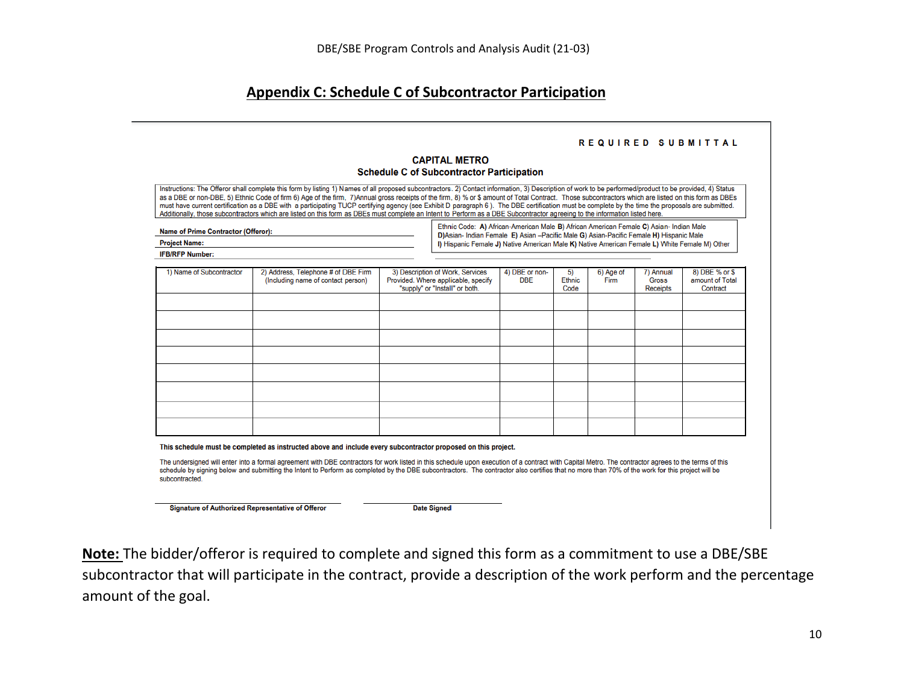## Appendix C: Schedule C of Subcontractor Participation

REQUIRED SUBMITTAL

**CAPITAL METRO**
**Schedule C of Subcontractor Participation**

Instructions: The Offeror shall complete this form by listing 1) Names of all proposed subcontractors. 2) Contact information, 3) Description of work to be performed/product to be provided, 4) Status as a DBE or non-DBE, 5) Ethnic Code of firm 6) Age of the firm, 7)Annual gross receipts of the firm, 8) % or $ amount of Total Contract. Those subcontractors which are listed on this form as DBEs must have current certification as a DBE with a participating TUCP certifying agency (see Exhibit D paragraph 6 ). The DBE certification must be complete by the time the proposals are submitted. Additionally, those subcontractors which are listed on this form as DBEs must complete an Intent to Perform as a DBE Subcontractor agreeing to the information listed here.

**Name of Prime Contractor (Offeror):**

**Project Name:**

**IFB/RFP Number:**

Ethnic Code: **A)** African-American Male **B)** African American Female **C)** Asian- Indian Male **D)**Asian- Indian Female **E)** Asian –Pacific Male **G)** Asian-Pacific Female **H)** Hispanic Male **I)** Hispanic Female **J)** Native American Male **K)** Native American Female **L)** White Female M) Other

| 1) Name of Subcontractor | 2) Address, Telephone # of DBE Firm (Including name of contact person) | 3) Description of Work, Services Provided. Where applicable, specify "supply" or "Install" or both. | 4) DBE or non-DBE | 5) Ethnic Code | 6) Age of Firm | 7) Annual Gross Receipts | 8) DBE % or $ amount of Total Contract |
|---|---|---|---|---|---|---|---|
| | | | | | | | |
| | | | | | | | |
| | | | | | | | |
| | | | | | | | |
| | | | | | | | |
| | | | | | | | |
| | | | | | | | |
| | | | | | | | |

**This schedule must be completed as instructed above and include every subcontractor proposed on this project.**

The undersigned will enter into a formal agreement with DBE contractors for work listed in this schedule upon execution of a contract with Capital Metro. The contractor agrees to the terms of this schedule by signing below and submitting the Intent to Perform as completed by the DBE subcontractors. The contractor also certifies that no more than 70% of the work for this project will be subcontracted.

**Signature of Authorized Representative of Offeror** | **Date Signed**

**Note:** The bidder/offeror is required to complete and signed this form as a commitment to use a DBE/SBE subcontractor that will participate in the contract, provide a description of the work perform and the percentage amount of the goal.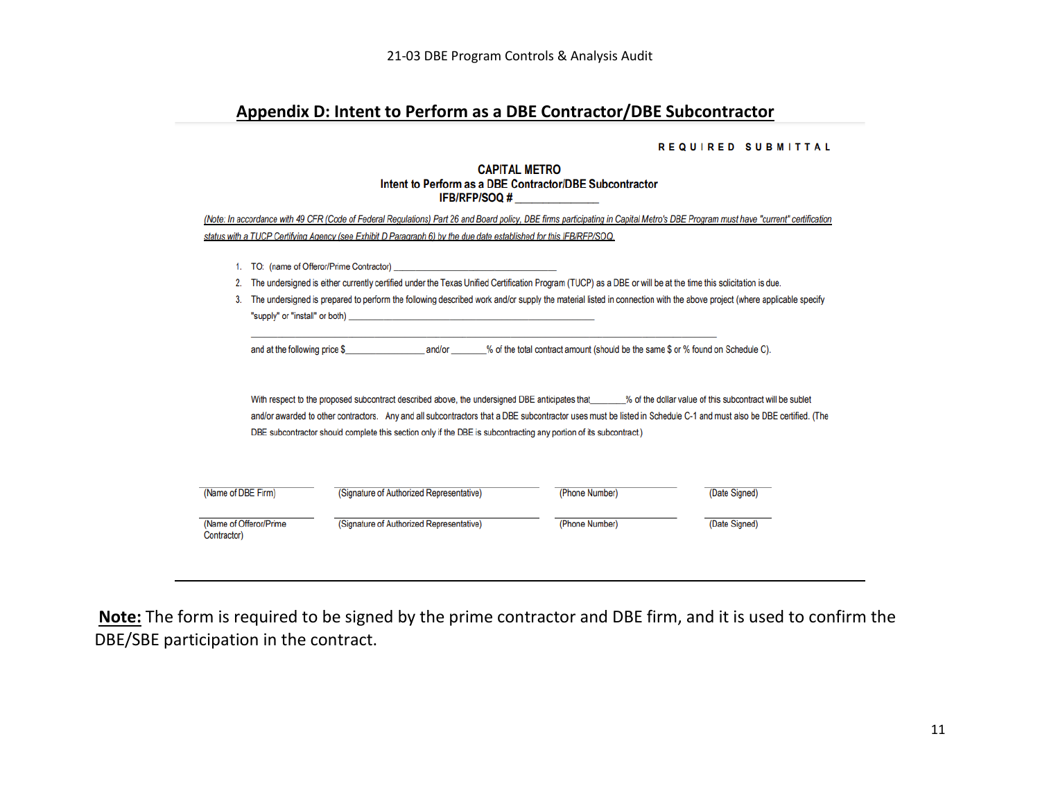## Appendix D: Intent to Perform as a DBE Contractor/DBE Subcontractor

**REQUIRED SUBMITTAL**

**CAPITAL METRO**
**Intent to Perform as a DBE Contractor/DBE Subcontractor**
**IFB/RFP/SOQ # \_\_\_\_\_\_\_\_\_\_\_\_\_\_**

*(Note: In accordance with 49 CFR (Code of Federal Regulations) Part 26 and Board policy, DBE firms participating in Capital Metro's DBE Program must have "current" certification status with a TUCP Certifying Agency (see Exhibit D Paragraph 6) by the due date established for this IFB/RFP/SOQ.*

1. TO: (name of Offeror/Prime Contractor) \_\_\_\_\_\_\_\_\_\_\_\_\_\_\_\_\_\_\_\_\_\_\_\_\_\_\_\_\_\_\_\_
2. The undersigned is either currently certified under the Texas Unified Certification Program (TUCP) as a DBE or will be at the time this solicitation is due.
3. The undersigned is prepared to perform the following described work and/or supply the material listed in connection with the above project (where applicable specify "supply" or "install" or both) \_\_\_\_\_\_\_\_\_\_\_\_\_\_\_\_\_\_\_\_\_\_\_\_\_\_\_\_\_\_\_\_\_\_\_\_\_\_\_\_\_\_\_\_\_\_\_\_

   \_\_\_\_\_\_\_\_\_\_\_\_\_\_\_\_\_\_\_\_\_\_\_\_\_\_\_\_\_\_\_\_\_\_\_\_\_\_\_\_\_\_\_\_\_\_\_\_\_\_\_\_\_\_\_\_\_\_\_\_\_\_\_\_\_\_\_\_\_\_\_\_

   and at the following price $\_\_\_\_\_\_\_\_\_\_\_\_\_\_\_\_ and/or \_\_\_\_\_\_\_% of the total contract amount (should be the same $ or % found on Schedule C).

   With respect to the proposed subcontract described above, the undersigned DBE anticipates that\_\_\_\_\_\_\_\_% of the dollar value of this subcontract will be sublet and/or awarded to other contractors. Any and all subcontractors that a DBE subcontractor uses must be listed in Schedule C-1 and must also be DBE certified. (The DBE subcontractor should complete this section only if the DBE is subcontracting any portion of its subcontract.)

| | | | |
|---|---|---|---|
| (Name of DBE Firm) | (Signature of Authorized Representative) | (Phone Number) | (Date Signed) |
| (Name of Offeror/Prime Contractor) | (Signature of Authorized Representative) | (Phone Number) | (Date Signed) |

**Note:** The form is required to be signed by the prime contractor and DBE firm, and it is used to confirm the DBE/SBE participation in the contract.